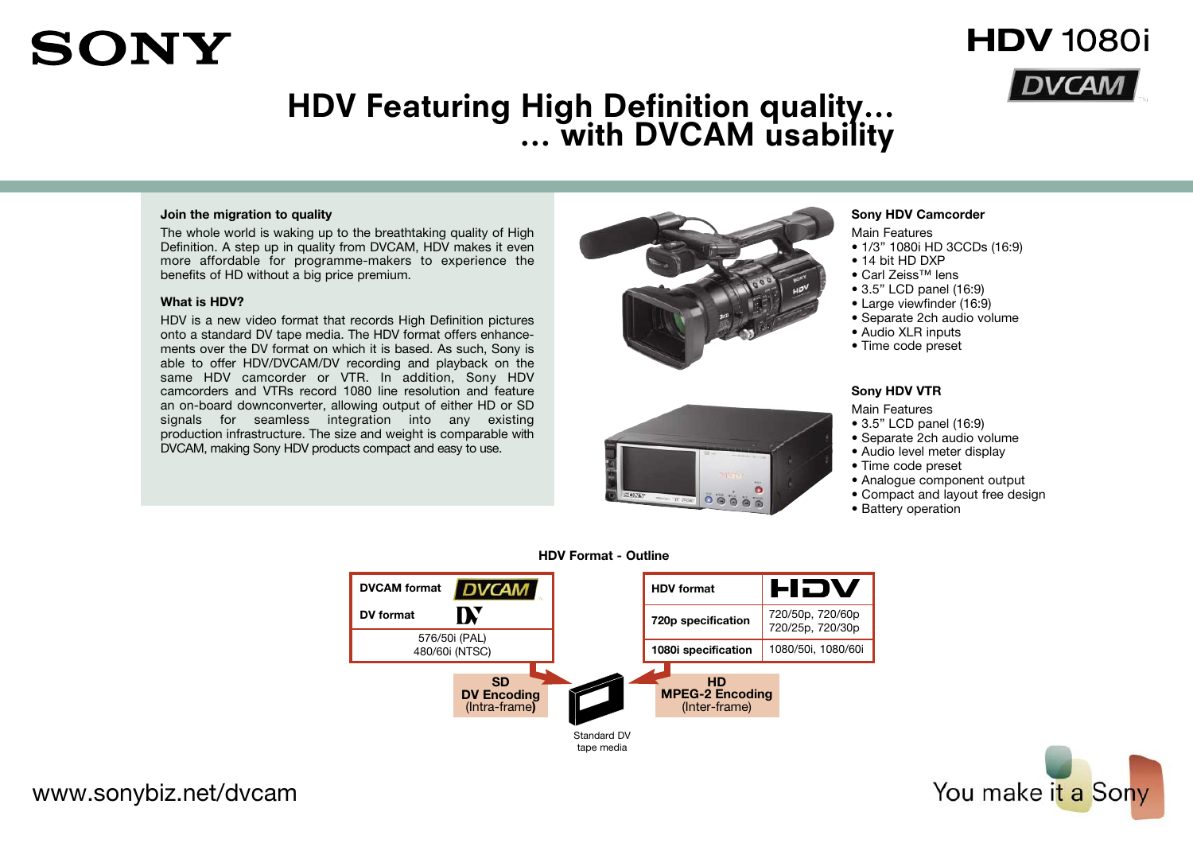SONY

HDV 1080i

DVCAM

# HDV Featuring High Definition quality... ... with DVCAM usability

**Join the migration to quality**

The whole world is waking up to the breathtaking quality of High Definition. A step up in quality from DVCAM, HDV makes it even more affordable for programme-makers to experience the benefits of HD without a big price premium.

**What is HDV?**

HDV is a new video format that records High Definition pictures onto a standard DV tape media. The HDV format offers enhancements over the DV format on which it is based. As such, Sony is able to offer HDV/DVCAM/DV recording and playback on the same HDV camcorder or VTR. In addition, Sony HDV camcorders and VTRs record 1080 line resolution and feature an on-board downconverter, allowing output of either HD or SD signals for seamless integration into any existing production infrastructure. The size and weight is comparable with DVCAM, making Sony HDV products compact and easy to use.

**Sony HDV Camcorder**

Main Features

- 1/3" 1080i HD 3CCDs (16:9)
- 14 bit HD DXP
- Carl Zeiss™ lens
- 3.5" LCD panel (16:9)
- Large viewfinder (16:9)
- Separate 2ch audio volume
- Audio XLR inputs
- Time code preset

**Sony HDV VTR**

Main Features

- 3.5" LCD panel (16:9)
- Separate 2ch audio volume
- Audio level meter display
- Time code preset
- Analogue component output
- Compact and layout free design
- Battery operation

**HDV Format - Outline**

| DVCAM format / DV format | |
|---|---|
| 576/50i (PAL) | 480/60i (NTSC) |

**SD DV Encoding** (Intra-frame)

| HDV format | HDV |
|---|---|
| 720p specification | 720/50p, 720/60p 720/25p, 720/30p |
| 1080i specification | 1080/50i, 1080/60i |

**HD MPEG-2 Encoding** (Inter-frame)

Standard DV tape media

www.sonybiz.net/dvcam

You make it a Sony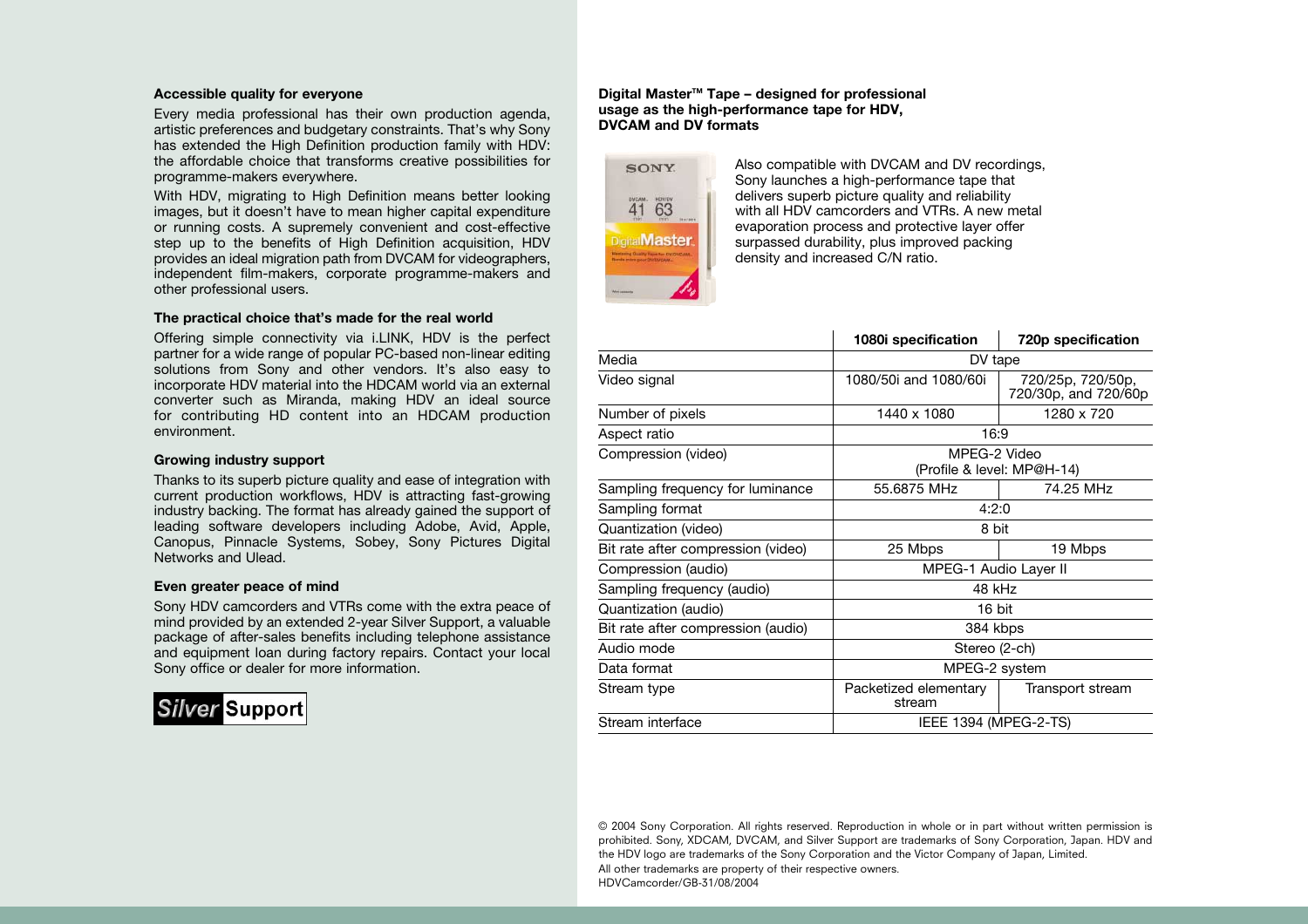### Accessible quality for everyone

Every media professional has their own production agenda, artistic preferences and budgetary constraints. That's why Sony has extended the High Definition production family with HDV: the affordable choice that transforms creative possibilities for programme-makers everywhere.

With HDV, migrating to High Definition means better looking images, but it doesn't have to mean higher capital expenditure or running costs. A supremely convenient and cost-effective step up to the benefits of High Definition acquisition, HDV provides an ideal migration path from DVCAM for videographers, independent film-makers, corporate programme-makers and other professional users.

### The practical choice that's made for the real world

Offering simple connectivity via i.LINK, HDV is the perfect partner for a wide range of popular PC-based non-linear editing solutions from Sony and other vendors. It's also easy to incorporate HDV material into the HDCAM world via an external converter such as Miranda, making HDV an ideal source for contributing HD content into an HDCAM production environment.

### Growing industry support

Thanks to its superb picture quality and ease of integration with current production workflows, HDV is attracting fast-growing industry backing. The format has already gained the support of leading software developers including Adobe, Avid, Apple, Canopus, Pinnacle Systems, Sobey, Sony Pictures Digital Networks and Ulead.

### Even greater peace of mind

Sony HDV camcorders and VTRs come with the extra peace of mind provided by an extended 2-year Silver Support, a valuable package of after-sales benefits including telephone assistance and equipment loan during factory repairs. Contact your local Sony office or dealer for more information.

Silver Support

### Digital Master™ Tape – designed for professional usage as the high-performance tape for HDV, DVCAM and DV formats

Also compatible with DVCAM and DV recordings, Sony launches a high-performance tape that delivers superb picture quality and reliability with all HDV camcorders and VTRs. A new metal evaporation process and protective layer offer surpassed durability, plus improved packing density and increased C/N ratio.

| | 1080i specification | 720p specification |
|---|---|---|
| Media | DV tape | |
| Video signal | 1080/50i and 1080/60i | 720/25p, 720/50p, 720/30p, and 720/60p |
| Number of pixels | 1440 x 1080 | 1280 x 720 |
| Aspect ratio | 16:9 | |
| Compression (video) | MPEG-2 Video (Profile & level: MP@H-14) | |
| Sampling frequency for luminance | 55.6875 MHz | 74.25 MHz |
| Sampling format | 4:2:0 | |
| Quantization (video) | 8 bit | |
| Bit rate after compression (video) | 25 Mbps | 19 Mbps |
| Compression (audio) | MPEG-1 Audio Layer II | |
| Sampling frequency (audio) | 48 kHz | |
| Quantization (audio) | 16 bit | |
| Bit rate after compression (audio) | 384 kbps | |
| Audio mode | Stereo (2-ch) | |
| Data format | MPEG-2 system | |
| Stream type | Packetized elementary stream | Transport stream |
| Stream interface | IEEE 1394 (MPEG-2-TS) | |

© 2004 Sony Corporation. All rights reserved. Reproduction in whole or in part without written permission is prohibited. Sony, XDCAM, DVCAM, and Silver Support are trademarks of Sony Corporation, Japan. HDV and the HDV logo are trademarks of the Sony Corporation and the Victor Company of Japan, Limited.
All other trademarks are property of their respective owners.
HDVCamcorder/GB-31/08/2004